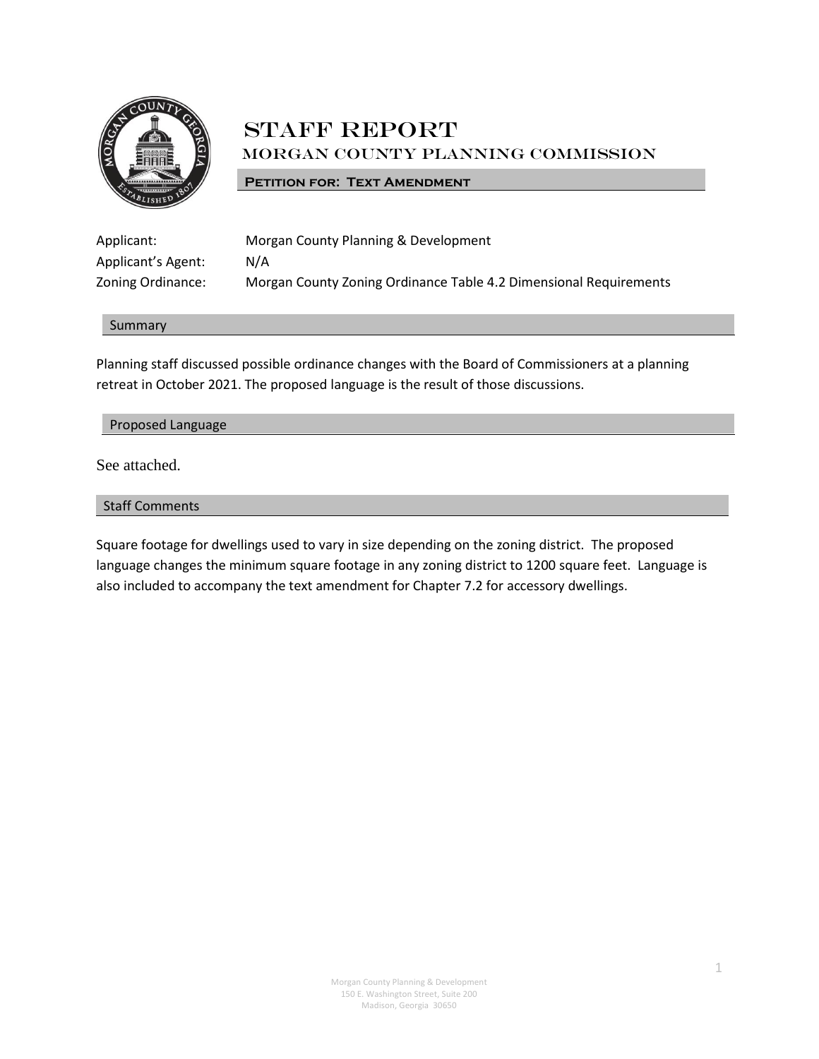# STAFF REPORT

## MORGAN COUNTY PLANNING COMMISSION

**PETITION FOR: TEXT AMENDMENT**

| | |
|---|---|
| Applicant: | Morgan County Planning & Development |
| Applicant's Agent: | N/A |
| Zoning Ordinance: | Morgan County Zoning Ordinance Table 4.2 Dimensional Requirements |

### Summary

Planning staff discussed possible ordinance changes with the Board of Commissioners at a planning retreat in October 2021. The proposed language is the result of those discussions.

### Proposed Language

See attached.

### Staff Comments

Square footage for dwellings used to vary in size depending on the zoning district. The proposed language changes the minimum square footage in any zoning district to 1200 square feet. Language is also included to accompany the text amendment for Chapter 7.2 for accessory dwellings.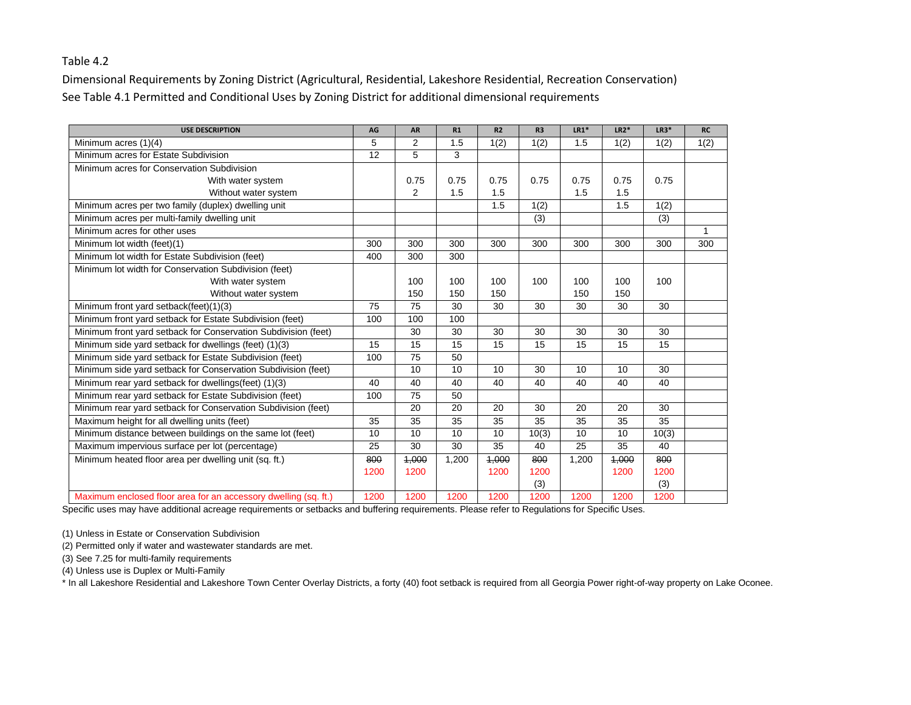Table 4.2

Dimensional Requirements by Zoning District (Agricultural, Residential, Lakeshore Residential, Recreation Conservation)

See Table 4.1 Permitted and Conditional Uses by Zoning District for additional dimensional requirements

| USE DESCRIPTION | AG | AR | R1 | R2 | R3 | LR1* | LR2* | LR3* | RC |
|---|---|---|---|---|---|---|---|---|---|
| Minimum acres (1)(4) | 5 | 2 | 1.5 | 1(2) | 1(2) | 1.5 | 1(2) | 1(2) | 1(2) |
| Minimum acres for Estate Subdivision | 12 | 5 | 3 | | | | | | |
| Minimum acres for Conservation Subdivision | | | | | | | | | |
| With water system | | 0.75 | 0.75 | 0.75 | 0.75 | 0.75 | 0.75 | 0.75 | |
| Without water system | | 2 | 1.5 | 1.5 | | 1.5 | 1.5 | | |
| Minimum acres per two family (duplex) dwelling unit | | | | 1.5 | 1(2) | | 1.5 | 1(2) | |
| Minimum acres per multi-family dwelling unit | | | | | (3) | | | (3) | |
| Minimum acres for other uses | | | | | | | | | 1 |
| Minimum lot width (feet)(1) | 300 | 300 | 300 | 300 | 300 | 300 | 300 | 300 | 300 |
| Minimum lot width for Estate Subdivision (feet) | 400 | 300 | 300 | | | | | | |
| Minimum lot width for Conservation Subdivision (feet) | | | | | | | | | |
| With water system | | 100 | 100 | 100 | 100 | 100 | 100 | 100 | |
| Without water system | | 150 | 150 | 150 | | 150 | 150 | | |
| Minimum front yard setback(feet)(1)(3) | 75 | 75 | 30 | 30 | 30 | 30 | 30 | 30 | |
| Minimum front yard setback for Estate Subdivision (feet) | 100 | 100 | 100 | | | | | | |
| Minimum front yard setback for Conservation Subdivision (feet) | | 30 | 30 | 30 | 30 | 30 | 30 | 30 | |
| Minimum side yard setback for dwellings (feet) (1)(3) | 15 | 15 | 15 | 15 | 15 | 15 | 15 | 15 | |
| Minimum side yard setback for Estate Subdivision (feet) | 100 | 75 | 50 | | | | | | |
| Minimum side yard setback for Conservation Subdivision (feet) | | 10 | 10 | 10 | 30 | 10 | 10 | 30 | |
| Minimum rear yard setback for dwellings(feet) (1)(3) | 40 | 40 | 40 | 40 | 40 | 40 | 40 | 40 | |
| Minimum rear yard setback for Estate Subdivision (feet) | 100 | 75 | 50 | | | | | | |
| Minimum rear yard setback for Conservation Subdivision (feet) | | 20 | 20 | 20 | 30 | 20 | 20 | 30 | |
| Maximum height for all dwelling units (feet) | 35 | 35 | 35 | 35 | 35 | 35 | 35 | 35 | |
| Minimum distance between buildings on the same lot (feet) | 10 | 10 | 10 | 10 | 10(3) | 10 | 10 | 10(3) | |
| Maximum impervious surface per lot (percentage) | 25 | 30 | 30 | 35 | 40 | 25 | 35 | 40 | |
| Minimum heated floor area per dwelling unit (sq. ft.) | ~~800~~ 1200 | ~~1,000~~ 1200 | 1,200 | ~~1,000~~ 1200 | ~~800~~ 1200 (3) | 1,200 | ~~1,000~~ 1200 | ~~800~~ 1200 (3) | |
| Maximum enclosed floor area for an accessory dwelling (sq. ft.) | 1200 | 1200 | 1200 | 1200 | 1200 | 1200 | 1200 | 1200 | |

Specific uses may have additional acreage requirements or setbacks and buffering requirements. Please refer to Regulations for Specific Uses.

(1) Unless in Estate or Conservation Subdivision

(2) Permitted only if water and wastewater standards are met.

(3) See 7.25 for multi-family requirements

(4) Unless use is Duplex or Multi-Family

* In all Lakeshore Residential and Lakeshore Town Center Overlay Districts, a forty (40) foot setback is required from all Georgia Power right-of-way property on Lake Oconee.